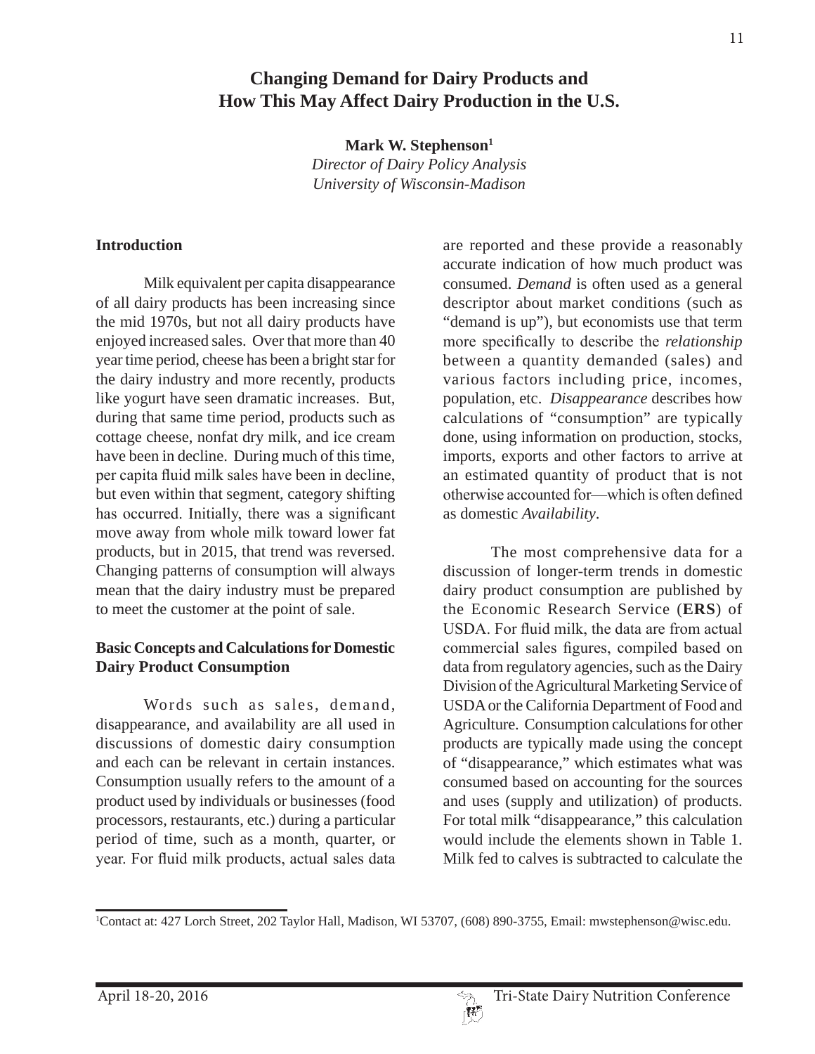# Changing Demand for Dairy Products and How This May Affect Dairy Production in the U.S.

**Mark W. Stephenson**[1]

*Director of Dairy Policy Analysis*
*University of Wisconsin-Madison*

## Introduction

Milk equivalent per capita disappearance of all dairy products has been increasing since the mid 1970s, but not all dairy products have enjoyed increased sales. Over that more than 40 year time period, cheese has been a bright star for the dairy industry and more recently, products like yogurt have seen dramatic increases. But, during that same time period, products such as cottage cheese, nonfat dry milk, and ice cream have been in decline. During much of this time, per capita fluid milk sales have been in decline, but even within that segment, category shifting has occurred. Initially, there was a significant move away from whole milk toward lower fat products, but in 2015, that trend was reversed. Changing patterns of consumption will always mean that the dairy industry must be prepared to meet the customer at the point of sale.

## Basic Concepts and Calculations for Domestic Dairy Product Consumption

Words such as sales, demand, disappearance, and availability are all used in discussions of domestic dairy consumption and each can be relevant in certain instances. Consumption usually refers to the amount of a product used by individuals or businesses (food processors, restaurants, etc.) during a particular period of time, such as a month, quarter, or year. For fluid milk products, actual sales data are reported and these provide a reasonably accurate indication of how much product was consumed. *Demand* is often used as a general descriptor about market conditions (such as "demand is up"), but economists use that term more specifically to describe the *relationship* between a quantity demanded (sales) and various factors including price, incomes, population, etc. *Disappearance* describes how calculations of "consumption" are typically done, using information on production, stocks, imports, exports and other factors to arrive at an estimated quantity of product that is not otherwise accounted for—which is often defined as domestic *Availability*.

The most comprehensive data for a discussion of longer-term trends in domestic dairy product consumption are published by the Economic Research Service (**ERS**) of USDA. For fluid milk, the data are from actual commercial sales figures, compiled based on data from regulatory agencies, such as the Dairy Division of the Agricultural Marketing Service of USDA or the California Department of Food and Agriculture. Consumption calculations for other products are typically made using the concept of "disappearance," which estimates what was consumed based on accounting for the sources and uses (supply and utilization) of products. For total milk "disappearance," this calculation would include the elements shown in Table 1. Milk fed to calves is subtracted to calculate the

---

[1]Contact at: 427 Lorch Street, 202 Taylor Hall, Madison, WI 53707, (608) 890-3755, Email: mwstephenson@wisc.edu.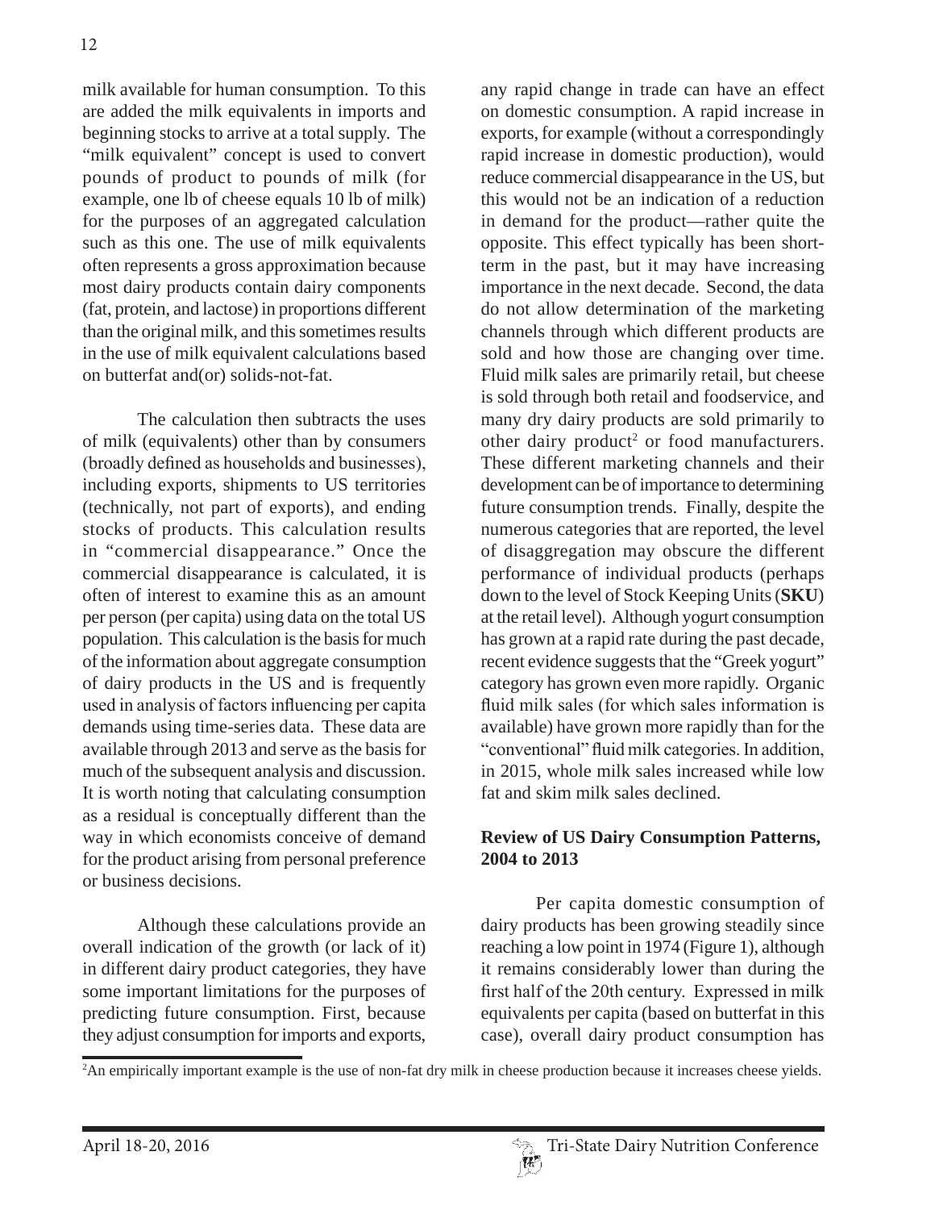milk available for human consumption. To this are added the milk equivalents in imports and beginning stocks to arrive at a total supply. The "milk equivalent" concept is used to convert pounds of product to pounds of milk (for example, one lb of cheese equals 10 lb of milk) for the purposes of an aggregated calculation such as this one. The use of milk equivalents often represents a gross approximation because most dairy products contain dairy components (fat, protein, and lactose) in proportions different than the original milk, and this sometimes results in the use of milk equivalent calculations based on butterfat and(or) solids-not-fat.

The calculation then subtracts the uses of milk (equivalents) other than by consumers (broadly defined as households and businesses), including exports, shipments to US territories (technically, not part of exports), and ending stocks of products. This calculation results in "commercial disappearance." Once the commercial disappearance is calculated, it is often of interest to examine this as an amount per person (per capita) using data on the total US population. This calculation is the basis for much of the information about aggregate consumption of dairy products in the US and is frequently used in analysis of factors influencing per capita demands using time-series data. These data are available through 2013 and serve as the basis for much of the subsequent analysis and discussion. It is worth noting that calculating consumption as a residual is conceptually different than the way in which economists conceive of demand for the product arising from personal preference or business decisions.

Although these calculations provide an overall indication of the growth (or lack of it) in different dairy product categories, they have some important limitations for the purposes of predicting future consumption. First, because they adjust consumption for imports and exports, any rapid change in trade can have an effect on domestic consumption. A rapid increase in exports, for example (without a correspondingly rapid increase in domestic production), would reduce commercial disappearance in the US, but this would not be an indication of a reduction in demand for the product—rather quite the opposite. This effect typically has been short-term in the past, but it may have increasing importance in the next decade. Second, the data do not allow determination of the marketing channels through which different products are sold and how those are changing over time. Fluid milk sales are primarily retail, but cheese is sold through both retail and foodservice, and many dry dairy products are sold primarily to other dairy product[2] or food manufacturers. These different marketing channels and their development can be of importance to determining future consumption trends. Finally, despite the numerous categories that are reported, the level of disaggregation may obscure the different performance of individual products (perhaps down to the level of Stock Keeping Units (**SKU**) at the retail level). Although yogurt consumption has grown at a rapid rate during the past decade, recent evidence suggests that the "Greek yogurt" category has grown even more rapidly. Organic fluid milk sales (for which sales information is available) have grown more rapidly than for the "conventional" fluid milk categories. In addition, in 2015, whole milk sales increased while low fat and skim milk sales declined.

## Review of US Dairy Consumption Patterns, 2004 to 2013

Per capita domestic consumption of dairy products has been growing steadily since reaching a low point in 1974 (Figure 1), although it remains considerably lower than during the first half of the 20th century. Expressed in milk equivalents per capita (based on butterfat in this case), overall dairy product consumption has

[2]An empirically important example is the use of non-fat dry milk in cheese production because it increases cheese yields.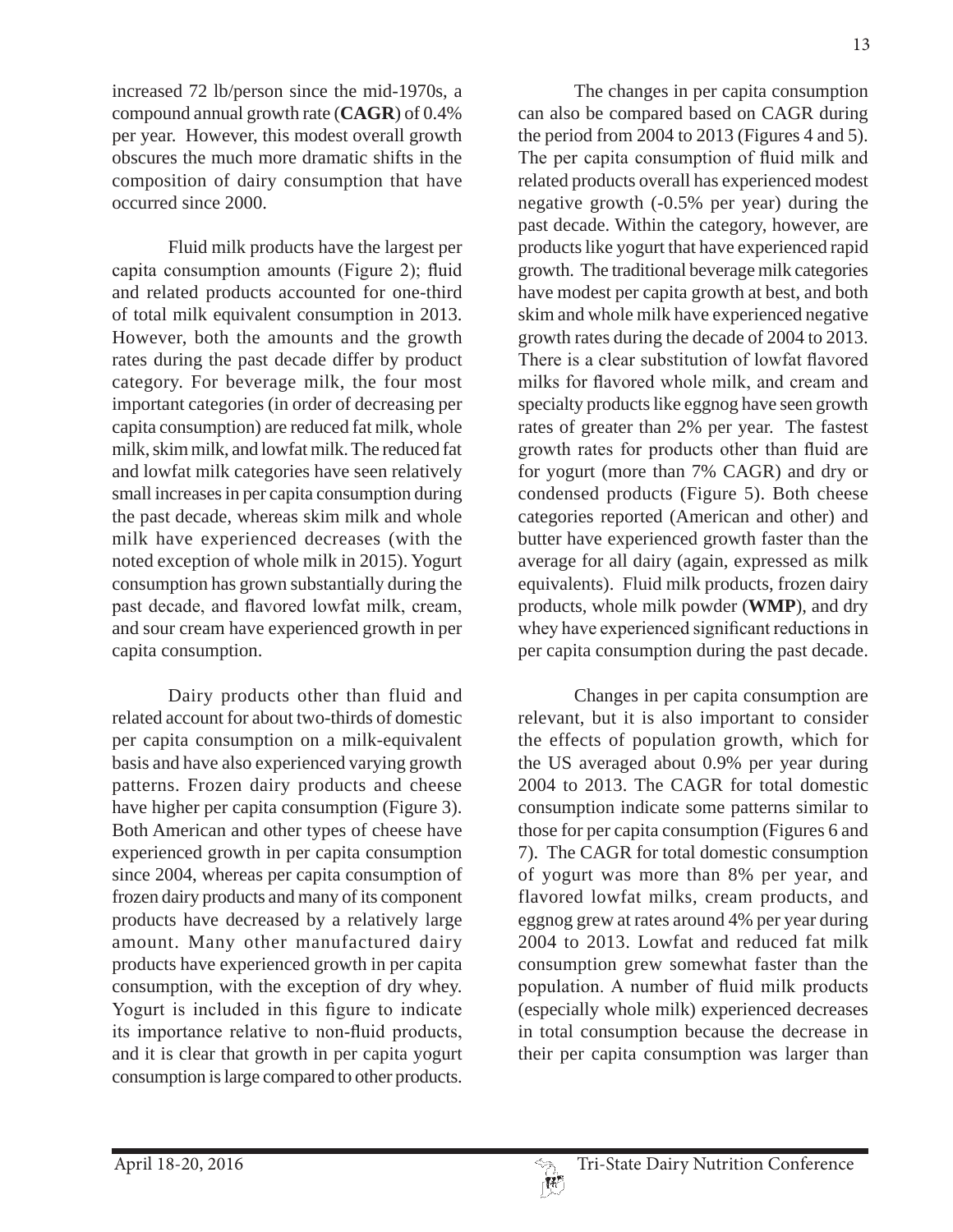increased 72 lb/person since the mid-1970s, a compound annual growth rate (**CAGR**) of 0.4% per year. However, this modest overall growth obscures the much more dramatic shifts in the composition of dairy consumption that have occurred since 2000.

Fluid milk products have the largest per capita consumption amounts (Figure 2); fluid and related products accounted for one-third of total milk equivalent consumption in 2013. However, both the amounts and the growth rates during the past decade differ by product category. For beverage milk, the four most important categories (in order of decreasing per capita consumption) are reduced fat milk, whole milk, skim milk, and lowfat milk. The reduced fat and lowfat milk categories have seen relatively small increases in per capita consumption during the past decade, whereas skim milk and whole milk have experienced decreases (with the noted exception of whole milk in 2015). Yogurt consumption has grown substantially during the past decade, and flavored lowfat milk, cream, and sour cream have experienced growth in per capita consumption.

Dairy products other than fluid and related account for about two-thirds of domestic per capita consumption on a milk-equivalent basis and have also experienced varying growth patterns. Frozen dairy products and cheese have higher per capita consumption (Figure 3). Both American and other types of cheese have experienced growth in per capita consumption since 2004, whereas per capita consumption of frozen dairy products and many of its component products have decreased by a relatively large amount. Many other manufactured dairy products have experienced growth in per capita consumption, with the exception of dry whey. Yogurt is included in this figure to indicate its importance relative to non-fluid products, and it is clear that growth in per capita yogurt consumption is large compared to other products.

The changes in per capita consumption can also be compared based on CAGR during the period from 2004 to 2013 (Figures 4 and 5). The per capita consumption of fluid milk and related products overall has experienced modest negative growth (-0.5% per year) during the past decade. Within the category, however, are products like yogurt that have experienced rapid growth. The traditional beverage milk categories have modest per capita growth at best, and both skim and whole milk have experienced negative growth rates during the decade of 2004 to 2013. There is a clear substitution of lowfat flavored milks for flavored whole milk, and cream and specialty products like eggnog have seen growth rates of greater than 2% per year. The fastest growth rates for products other than fluid are for yogurt (more than 7% CAGR) and dry or condensed products (Figure 5). Both cheese categories reported (American and other) and butter have experienced growth faster than the average for all dairy (again, expressed as milk equivalents). Fluid milk products, frozen dairy products, whole milk powder (**WMP**), and dry whey have experienced significant reductions in per capita consumption during the past decade.

Changes in per capita consumption are relevant, but it is also important to consider the effects of population growth, which for the US averaged about 0.9% per year during 2004 to 2013. The CAGR for total domestic consumption indicate some patterns similar to those for per capita consumption (Figures 6 and 7). The CAGR for total domestic consumption of yogurt was more than 8% per year, and flavored lowfat milks, cream products, and eggnog grew at rates around 4% per year during 2004 to 2013. Lowfat and reduced fat milk consumption grew somewhat faster than the population. A number of fluid milk products (especially whole milk) experienced decreases in total consumption because the decrease in their per capita consumption was larger than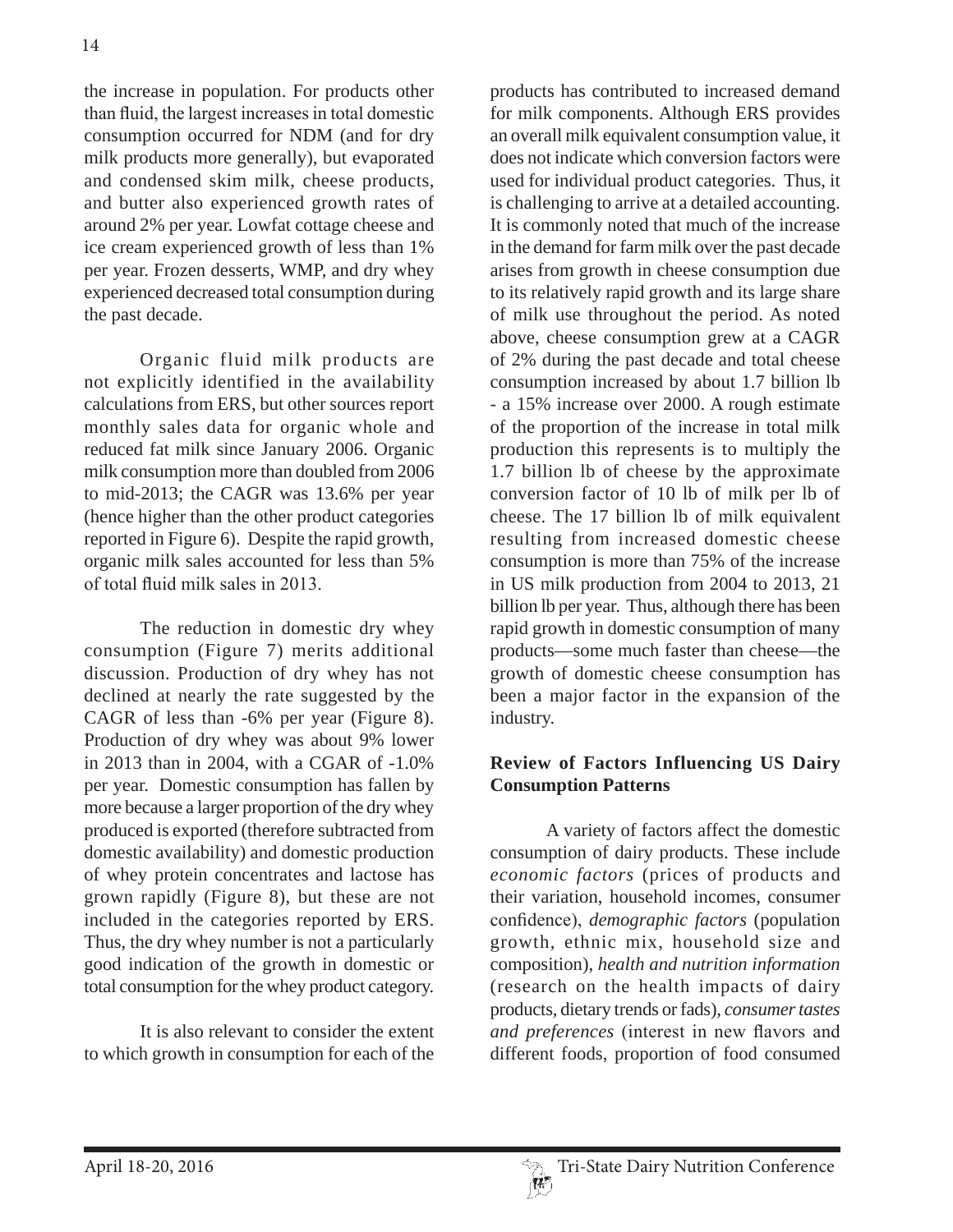the increase in population. For products other than fluid, the largest increases in total domestic consumption occurred for NDM (and for dry milk products more generally), but evaporated and condensed skim milk, cheese products, and butter also experienced growth rates of around 2% per year. Lowfat cottage cheese and ice cream experienced growth of less than 1% per year. Frozen desserts, WMP, and dry whey experienced decreased total consumption during the past decade.

Organic fluid milk products are not explicitly identified in the availability calculations from ERS, but other sources report monthly sales data for organic whole and reduced fat milk since January 2006. Organic milk consumption more than doubled from 2006 to mid-2013; the CAGR was 13.6% per year (hence higher than the other product categories reported in Figure 6). Despite the rapid growth, organic milk sales accounted for less than 5% of total fluid milk sales in 2013.

The reduction in domestic dry whey consumption (Figure 7) merits additional discussion. Production of dry whey has not declined at nearly the rate suggested by the CAGR of less than -6% per year (Figure 8). Production of dry whey was about 9% lower in 2013 than in 2004, with a CGAR of -1.0% per year. Domestic consumption has fallen by more because a larger proportion of the dry whey produced is exported (therefore subtracted from domestic availability) and domestic production of whey protein concentrates and lactose has grown rapidly (Figure 8), but these are not included in the categories reported by ERS. Thus, the dry whey number is not a particularly good indication of the growth in domestic or total consumption for the whey product category.

It is also relevant to consider the extent to which growth in consumption for each of the products has contributed to increased demand for milk components. Although ERS provides an overall milk equivalent consumption value, it does not indicate which conversion factors were used for individual product categories. Thus, it is challenging to arrive at a detailed accounting. It is commonly noted that much of the increase in the demand for farm milk over the past decade arises from growth in cheese consumption due to its relatively rapid growth and its large share of milk use throughout the period. As noted above, cheese consumption grew at a CAGR of 2% during the past decade and total cheese consumption increased by about 1.7 billion lb - a 15% increase over 2000. A rough estimate of the proportion of the increase in total milk production this represents is to multiply the 1.7 billion lb of cheese by the approximate conversion factor of 10 lb of milk per lb of cheese. The 17 billion lb of milk equivalent resulting from increased domestic cheese consumption is more than 75% of the increase in US milk production from 2004 to 2013, 21 billion lb per year. Thus, although there has been rapid growth in domestic consumption of many products—some much faster than cheese—the growth of domestic cheese consumption has been a major factor in the expansion of the industry.

## Review of Factors Influencing US Dairy Consumption Patterns

A variety of factors affect the domestic consumption of dairy products. These include *economic factors* (prices of products and their variation, household incomes, consumer confidence), *demographic factors* (population growth, ethnic mix, household size and composition), *health and nutrition information* (research on the health impacts of dairy products, dietary trends or fads), *consumer tastes and preferences* (interest in new flavors and different foods, proportion of food consumed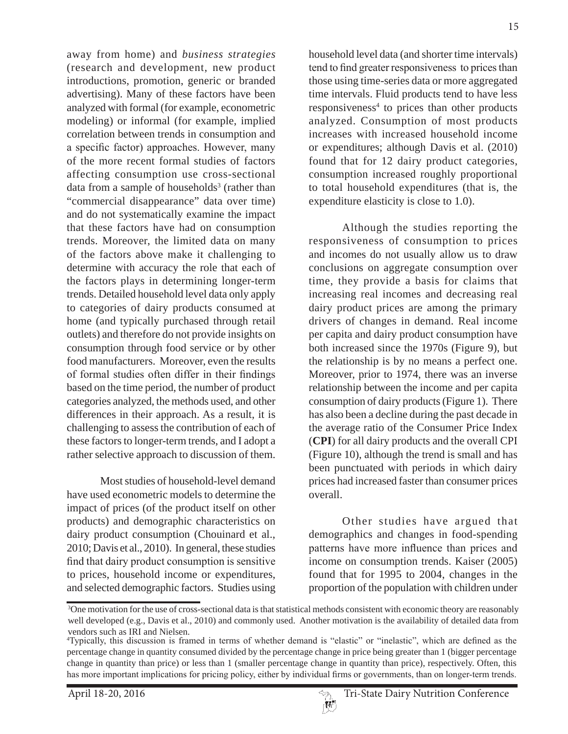away from home) and *business strategies* (research and development, new product introductions, promotion, generic or branded advertising). Many of these factors have been analyzed with formal (for example, econometric modeling) or informal (for example, implied correlation between trends in consumption and a specific factor) approaches. However, many of the more recent formal studies of factors affecting consumption use cross-sectional data from a sample of households[3] (rather than "commercial disappearance" data over time) and do not systematically examine the impact that these factors have had on consumption trends. Moreover, the limited data on many of the factors above make it challenging to determine with accuracy the role that each of the factors plays in determining longer-term trends. Detailed household level data only apply to categories of dairy products consumed at home (and typically purchased through retail outlets) and therefore do not provide insights on consumption through food service or by other food manufacturers. Moreover, even the results of formal studies often differ in their findings based on the time period, the number of product categories analyzed, the methods used, and other differences in their approach. As a result, it is challenging to assess the contribution of each of these factors to longer-term trends, and I adopt a rather selective approach to discussion of them.

Most studies of household-level demand have used econometric models to determine the impact of prices (of the product itself on other products) and demographic characteristics on dairy product consumption (Chouinard et al., 2010; Davis et al., 2010). In general, these studies find that dairy product consumption is sensitive to prices, household income or expenditures, and selected demographic factors. Studies using household level data (and shorter time intervals) tend to find greater responsiveness to prices than those using time-series data or more aggregated time intervals. Fluid products tend to have less responsiveness[4] to prices than other products analyzed. Consumption of most products increases with increased household income or expenditures; although Davis et al. (2010) found that for 12 dairy product categories, consumption increased roughly proportional to total household expenditures (that is, the expenditure elasticity is close to 1.0).

Although the studies reporting the responsiveness of consumption to prices and incomes do not usually allow us to draw conclusions on aggregate consumption over time, they provide a basis for claims that increasing real incomes and decreasing real dairy product prices are among the primary drivers of changes in demand. Real income per capita and dairy product consumption have both increased since the 1970s (Figure 9), but the relationship is by no means a perfect one. Moreover, prior to 1974, there was an inverse relationship between the income and per capita consumption of dairy products (Figure 1). There has also been a decline during the past decade in the average ratio of the Consumer Price Index (**CPI**) for all dairy products and the overall CPI (Figure 10), although the trend is small and has been punctuated with periods in which dairy prices had increased faster than consumer prices overall.

Other studies have argued that demographics and changes in food-spending patterns have more influence than prices and income on consumption trends. Kaiser (2005) found that for 1995 to 2004, changes in the proportion of the population with children under

---

[3]One motivation for the use of cross-sectional data is that statistical methods consistent with economic theory are reasonably well developed (e.g., Davis et al., 2010) and commonly used. Another motivation is the availability of detailed data from vendors such as IRI and Nielsen.

[4]Typically, this discussion is framed in terms of whether demand is "elastic" or "inelastic", which are defined as the percentage change in quantity consumed divided by the percentage change in price being greater than 1 (bigger percentage change in quantity than price) or less than 1 (smaller percentage change in quantity than price), respectively. Often, this has more important implications for pricing policy, either by individual firms or governments, than on longer-term trends.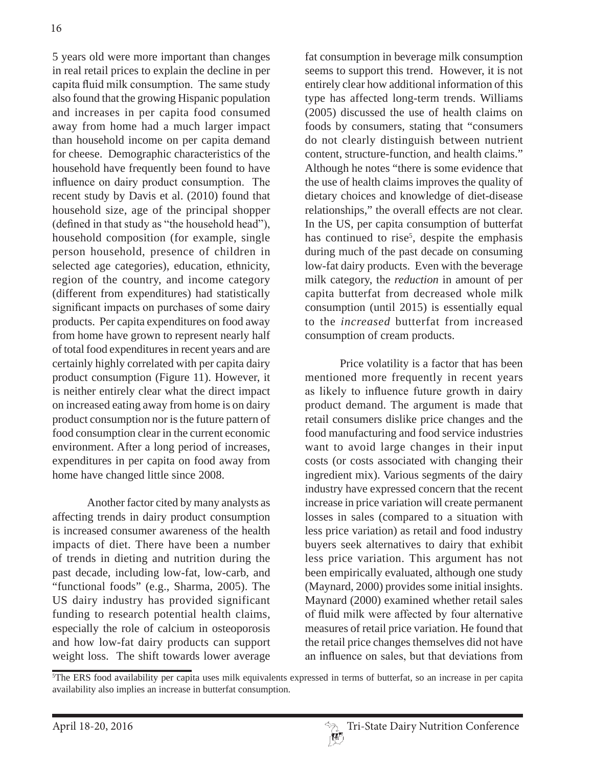5 years old were more important than changes in real retail prices to explain the decline in per capita fluid milk consumption. The same study also found that the growing Hispanic population and increases in per capita food consumed away from home had a much larger impact than household income on per capita demand for cheese. Demographic characteristics of the household have frequently been found to have influence on dairy product consumption. The recent study by Davis et al. (2010) found that household size, age of the principal shopper (defined in that study as "the household head"), household composition (for example, single person household, presence of children in selected age categories), education, ethnicity, region of the country, and income category (different from expenditures) had statistically significant impacts on purchases of some dairy products. Per capita expenditures on food away from home have grown to represent nearly half of total food expenditures in recent years and are certainly highly correlated with per capita dairy product consumption (Figure 11). However, it is neither entirely clear what the direct impact on increased eating away from home is on dairy product consumption nor is the future pattern of food consumption clear in the current economic environment. After a long period of increases, expenditures in per capita on food away from home have changed little since 2008.

Another factor cited by many analysts as affecting trends in dairy product consumption is increased consumer awareness of the health impacts of diet. There have been a number of trends in dieting and nutrition during the past decade, including low-fat, low-carb, and "functional foods" (e.g., Sharma, 2005). The US dairy industry has provided significant funding to research potential health claims, especially the role of calcium in osteoporosis and how low-fat dairy products can support weight loss. The shift towards lower average fat consumption in beverage milk consumption seems to support this trend. However, it is not entirely clear how additional information of this type has affected long-term trends. Williams (2005) discussed the use of health claims on foods by consumers, stating that "consumers do not clearly distinguish between nutrient content, structure-function, and health claims." Although he notes "there is some evidence that the use of health claims improves the quality of dietary choices and knowledge of diet-disease relationships," the overall effects are not clear. In the US, per capita consumption of butterfat has continued to rise[5], despite the emphasis during much of the past decade on consuming low-fat dairy products. Even with the beverage milk category, the *reduction* in amount of per capita butterfat from decreased whole milk consumption (until 2015) is essentially equal to the *increased* butterfat from increased consumption of cream products.

Price volatility is a factor that has been mentioned more frequently in recent years as likely to influence future growth in dairy product demand. The argument is made that retail consumers dislike price changes and the food manufacturing and food service industries want to avoid large changes in their input costs (or costs associated with changing their ingredient mix). Various segments of the dairy industry have expressed concern that the recent increase in price variation will create permanent losses in sales (compared to a situation with less price variation) as retail and food industry buyers seek alternatives to dairy that exhibit less price variation. This argument has not been empirically evaluated, although one study (Maynard, 2000) provides some initial insights. Maynard (2000) examined whether retail sales of fluid milk were affected by four alternative measures of retail price variation. He found that the retail price changes themselves did not have an influence on sales, but that deviations from

[5]The ERS food availability per capita uses milk equivalents expressed in terms of butterfat, so an increase in per capita availability also implies an increase in butterfat consumption.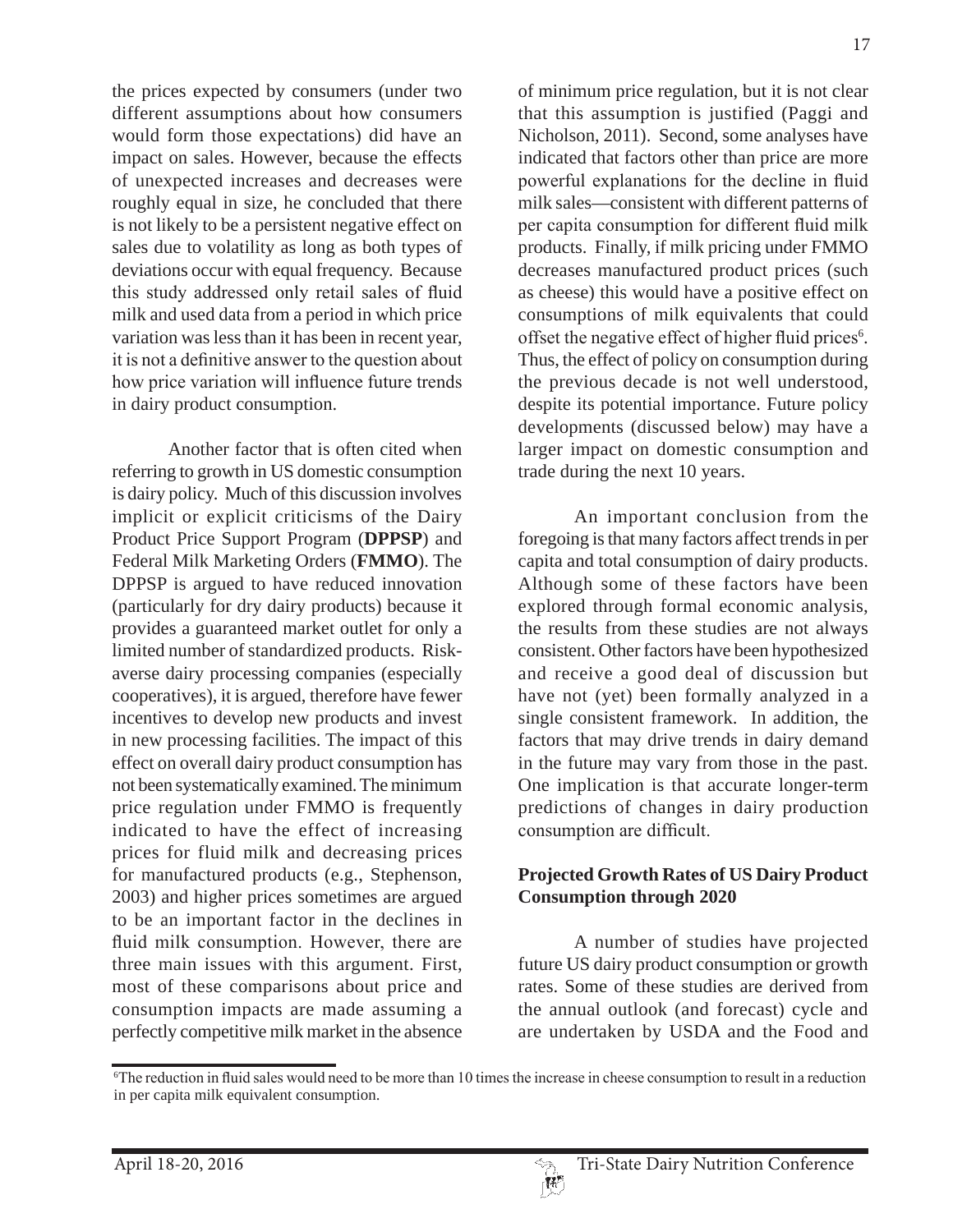the prices expected by consumers (under two different assumptions about how consumers would form those expectations) did have an impact on sales. However, because the effects of unexpected increases and decreases were roughly equal in size, he concluded that there is not likely to be a persistent negative effect on sales due to volatility as long as both types of deviations occur with equal frequency. Because this study addressed only retail sales of fluid milk and used data from a period in which price variation was less than it has been in recent year, it is not a definitive answer to the question about how price variation will influence future trends in dairy product consumption.

Another factor that is often cited when referring to growth in US domestic consumption is dairy policy. Much of this discussion involves implicit or explicit criticisms of the Dairy Product Price Support Program (**DPPSP**) and Federal Milk Marketing Orders (**FMMO**). The DPPSP is argued to have reduced innovation (particularly for dry dairy products) because it provides a guaranteed market outlet for only a limited number of standardized products. Risk-averse dairy processing companies (especially cooperatives), it is argued, therefore have fewer incentives to develop new products and invest in new processing facilities. The impact of this effect on overall dairy product consumption has not been systematically examined. The minimum price regulation under FMMO is frequently indicated to have the effect of increasing prices for fluid milk and decreasing prices for manufactured products (e.g., Stephenson, 2003) and higher prices sometimes are argued to be an important factor in the declines in fluid milk consumption. However, there are three main issues with this argument. First, most of these comparisons about price and consumption impacts are made assuming a perfectly competitive milk market in the absence of minimum price regulation, but it is not clear that this assumption is justified (Paggi and Nicholson, 2011). Second, some analyses have indicated that factors other than price are more powerful explanations for the decline in fluid milk sales—consistent with different patterns of per capita consumption for different fluid milk products. Finally, if milk pricing under FMMO decreases manufactured product prices (such as cheese) this would have a positive effect on consumptions of milk equivalents that could offset the negative effect of higher fluid prices[6]. Thus, the effect of policy on consumption during the previous decade is not well understood, despite its potential importance. Future policy developments (discussed below) may have a larger impact on domestic consumption and trade during the next 10 years.

An important conclusion from the foregoing is that many factors affect trends in per capita and total consumption of dairy products. Although some of these factors have been explored through formal economic analysis, the results from these studies are not always consistent. Other factors have been hypothesized and receive a good deal of discussion but have not (yet) been formally analyzed in a single consistent framework. In addition, the factors that may drive trends in dairy demand in the future may vary from those in the past. One implication is that accurate longer-term predictions of changes in dairy production consumption are difficult.

**Projected Growth Rates of US Dairy Product Consumption through 2020**

A number of studies have projected future US dairy product consumption or growth rates. Some of these studies are derived from the annual outlook (and forecast) cycle and are undertaken by USDA and the Food and

[6] The reduction in fluid sales would need to be more than 10 times the increase in cheese consumption to result in a reduction in per capita milk equivalent consumption.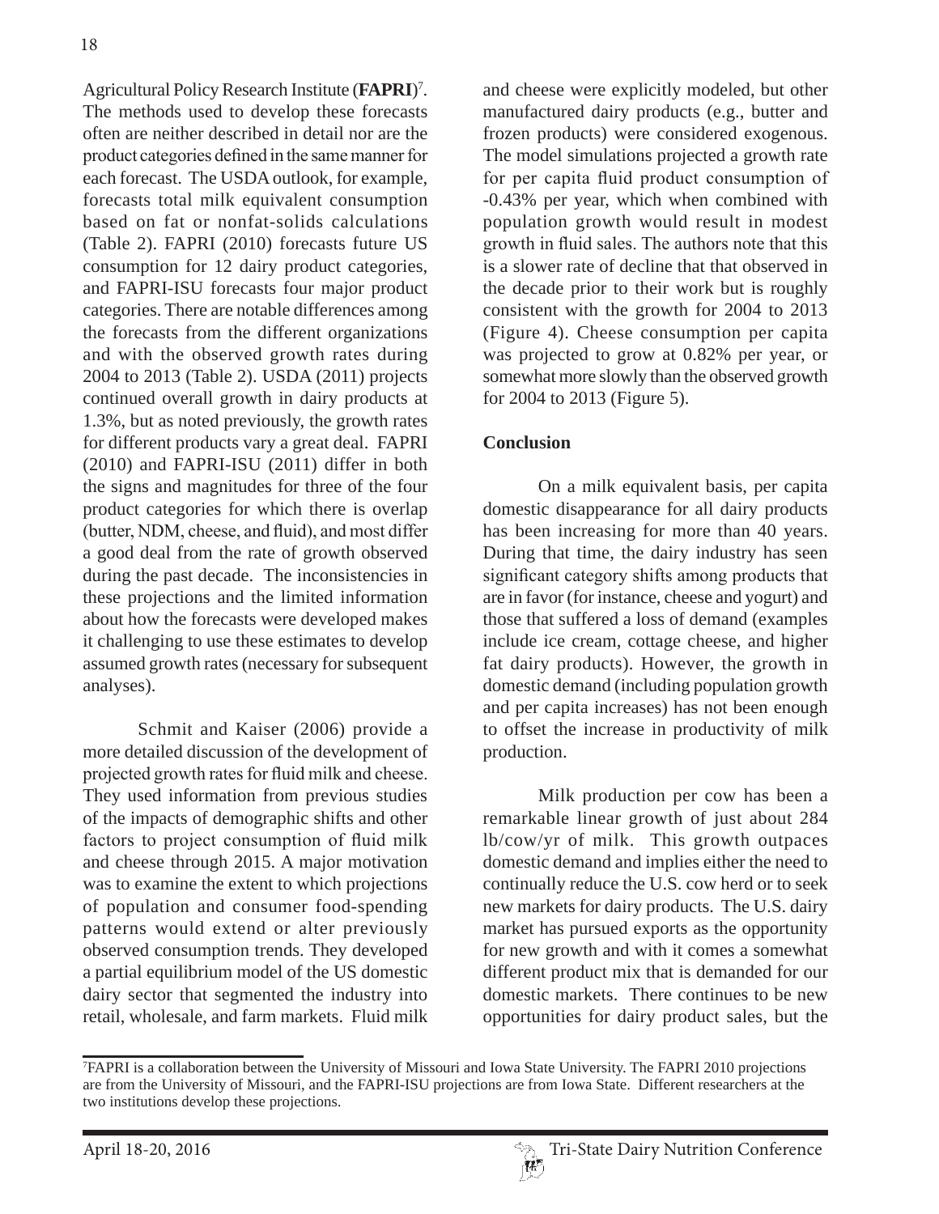Agricultural Policy Research Institute (**FAPRI**)[7]. The methods used to develop these forecasts often are neither described in detail nor are the product categories defined in the same manner for each forecast. The USDA outlook, for example, forecasts total milk equivalent consumption based on fat or nonfat-solids calculations (Table 2). FAPRI (2010) forecasts future US consumption for 12 dairy product categories, and FAPRI-ISU forecasts four major product categories. There are notable differences among the forecasts from the different organizations and with the observed growth rates during 2004 to 2013 (Table 2). USDA (2011) projects continued overall growth in dairy products at 1.3%, but as noted previously, the growth rates for different products vary a great deal. FAPRI (2010) and FAPRI-ISU (2011) differ in both the signs and magnitudes for three of the four product categories for which there is overlap (butter, NDM, cheese, and fluid), and most differ a good deal from the rate of growth observed during the past decade. The inconsistencies in these projections and the limited information about how the forecasts were developed makes it challenging to use these estimates to develop assumed growth rates (necessary for subsequent analyses).

Schmit and Kaiser (2006) provide a more detailed discussion of the development of projected growth rates for fluid milk and cheese. They used information from previous studies of the impacts of demographic shifts and other factors to project consumption of fluid milk and cheese through 2015. A major motivation was to examine the extent to which projections of population and consumer food-spending patterns would extend or alter previously observed consumption trends. They developed a partial equilibrium model of the US domestic dairy sector that segmented the industry into retail, wholesale, and farm markets. Fluid milk and cheese were explicitly modeled, but other manufactured dairy products (e.g., butter and frozen products) were considered exogenous. The model simulations projected a growth rate for per capita fluid product consumption of -0.43% per year, which when combined with population growth would result in modest growth in fluid sales. The authors note that this is a slower rate of decline that that observed in the decade prior to their work but is roughly consistent with the growth for 2004 to 2013 (Figure 4). Cheese consumption per capita was projected to grow at 0.82% per year, or somewhat more slowly than the observed growth for 2004 to 2013 (Figure 5).

## Conclusion

On a milk equivalent basis, per capita domestic disappearance for all dairy products has been increasing for more than 40 years. During that time, the dairy industry has seen significant category shifts among products that are in favor (for instance, cheese and yogurt) and those that suffered a loss of demand (examples include ice cream, cottage cheese, and higher fat dairy products). However, the growth in domestic demand (including population growth and per capita increases) has not been enough to offset the increase in productivity of milk production.

Milk production per cow has been a remarkable linear growth of just about 284 lb/cow/yr of milk. This growth outpaces domestic demand and implies either the need to continually reduce the U.S. cow herd or to seek new markets for dairy products. The U.S. dairy market has pursued exports as the opportunity for new growth and with it comes a somewhat different product mix that is demanded for our domestic markets. There continues to be new opportunities for dairy product sales, but the

[7]FAPRI is a collaboration between the University of Missouri and Iowa State University. The FAPRI 2010 projections are from the University of Missouri, and the FAPRI-ISU projections are from Iowa State. Different researchers at the two institutions develop these projections.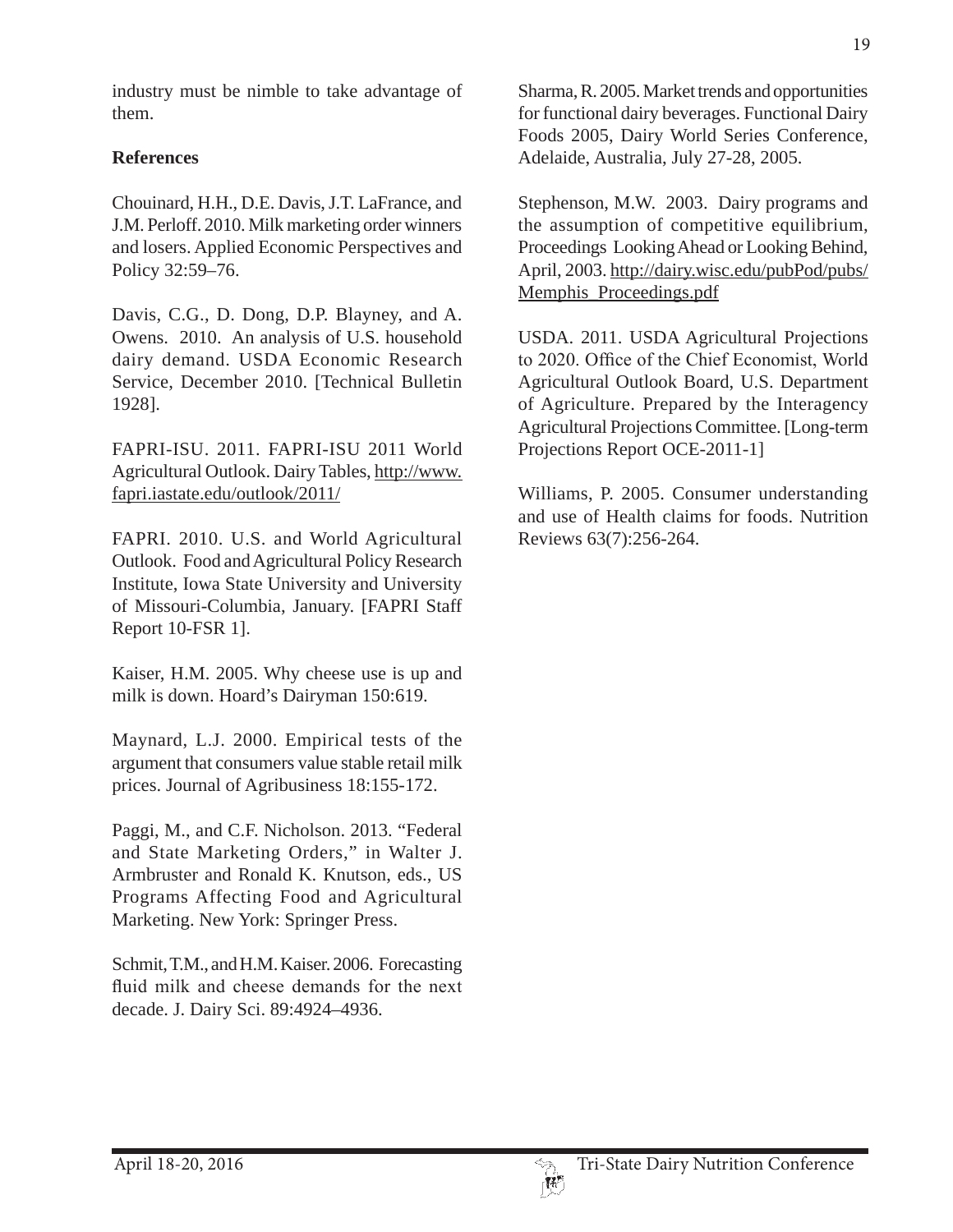industry must be nimble to take advantage of them.

**References**

Chouinard, H.H., D.E. Davis, J.T. LaFrance, and J.M. Perloff. 2010. Milk marketing order winners and losers. Applied Economic Perspectives and Policy 32:59–76.

Davis, C.G., D. Dong, D.P. Blayney, and A. Owens. 2010. An analysis of U.S. household dairy demand. USDA Economic Research Service, December 2010. [Technical Bulletin 1928].

FAPRI-ISU. 2011. FAPRI-ISU 2011 World Agricultural Outlook. Dairy Tables, http://www.fapri.iastate.edu/outlook/2011/

FAPRI. 2010. U.S. and World Agricultural Outlook. Food and Agricultural Policy Research Institute, Iowa State University and University of Missouri-Columbia, January. [FAPRI Staff Report 10-FSR 1].

Kaiser, H.M. 2005. Why cheese use is up and milk is down. Hoard's Dairyman 150:619.

Maynard, L.J. 2000. Empirical tests of the argument that consumers value stable retail milk prices. Journal of Agribusiness 18:155-172.

Paggi, M., and C.F. Nicholson. 2013. "Federal and State Marketing Orders," in Walter J. Armbruster and Ronald K. Knutson, eds., US Programs Affecting Food and Agricultural Marketing. New York: Springer Press.

Schmit, T.M., and H.M. Kaiser. 2006. Forecasting fluid milk and cheese demands for the next decade. J. Dairy Sci. 89:4924–4936.

Sharma, R. 2005. Market trends and opportunities for functional dairy beverages. Functional Dairy Foods 2005, Dairy World Series Conference, Adelaide, Australia, July 27-28, 2005.

Stephenson, M.W. 2003. Dairy programs and the assumption of competitive equilibrium, Proceedings Looking Ahead or Looking Behind, April, 2003. http://dairy.wisc.edu/pubPod/pubs/Memphis_Proceedings.pdf

USDA. 2011. USDA Agricultural Projections to 2020. Office of the Chief Economist, World Agricultural Outlook Board, U.S. Department of Agriculture. Prepared by the Interagency Agricultural Projections Committee. [Long-term Projections Report OCE-2011-1]

Williams, P. 2005. Consumer understanding and use of Health claims for foods. Nutrition Reviews 63(7):256-264.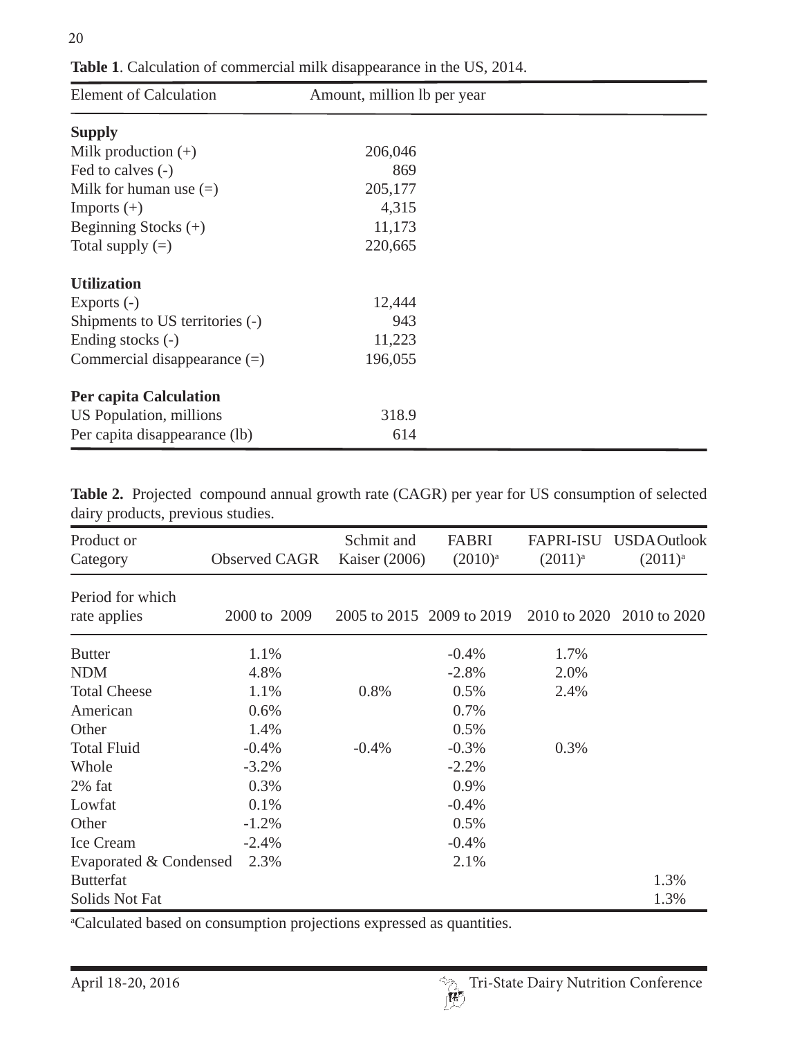**Table 1**. Calculation of commercial milk disappearance in the US, 2014.

| Element of Calculation | Amount, million lb per year |
|---|---|
| **Supply** | |
| Milk production (+) | 206,046 |
| Fed to calves (-) | 869 |
| Milk for human use (=) | 205,177 |
| Imports (+) | 4,315 |
| Beginning Stocks (+) | 11,173 |
| Total supply (=) | 220,665 |
| **Utilization** | |
| Exports (-) | 12,444 |
| Shipments to US territories (-) | 943 |
| Ending stocks (-) | 11,223 |
| Commercial disappearance (=) | 196,055 |
| **Per capita Calculation** | |
| US Population, millions | 318.9 |
| Per capita disappearance (lb) | 614 |

**Table 2.** Projected compound annual growth rate (CAGR) per year for US consumption of selected dairy products, previous studies.

| Product or Category | Observed CAGR | Schmit and Kaiser (2006) | FABRI (2010)[a] | FAPRI-ISU (2011)[a] | USDA Outlook (2011)[a] |
|---|---|---|---|---|---|
| Period for which rate applies | 2000 to 2009 | 2005 to 2015 | 2009 to 2019 | 2010 to 2020 | 2010 to 2020 |
| Butter | 1.1% | | -0.4% | 1.7% | |
| NDM | 4.8% | | -2.8% | 2.0% | |
| Total Cheese | 1.1% | 0.8% | 0.5% | 2.4% | |
| American | 0.6% | | 0.7% | | |
| Other | 1.4% | | 0.5% | | |
| Total Fluid | -0.4% | -0.4% | -0.3% | 0.3% | |
| Whole | -3.2% | | -2.2% | | |
| 2% fat | 0.3% | | 0.9% | | |
| Lowfat | 0.1% | | -0.4% | | |
| Other | -1.2% | | 0.5% | | |
| Ice Cream | -2.4% | | -0.4% | | |
| Evaporated & Condensed | 2.3% | | 2.1% | | |
| Butterfat | | | | | 1.3% |
| Solids Not Fat | | | | | 1.3% |

[a]Calculated based on consumption projections expressed as quantities.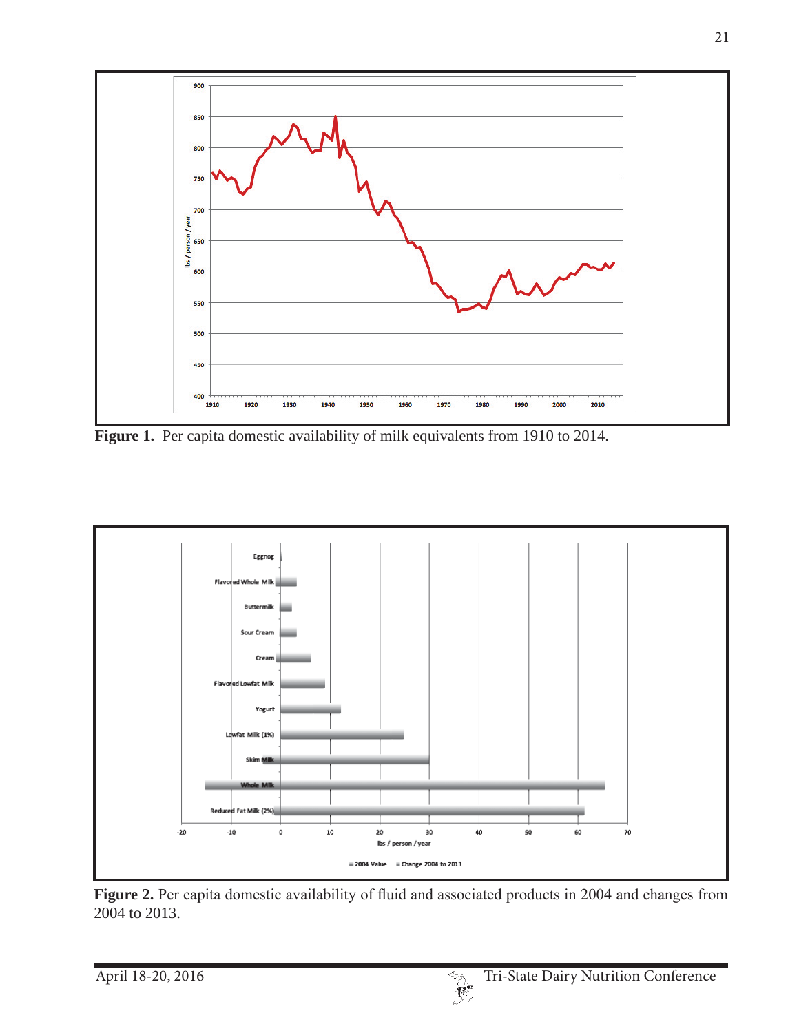**Figure 1.** Per capita domestic availability of milk equivalents from 1910 to 2014.

**Figure 2.** Per capita domestic availability of fluid and associated products in 2004 and changes from 2004 to 2013.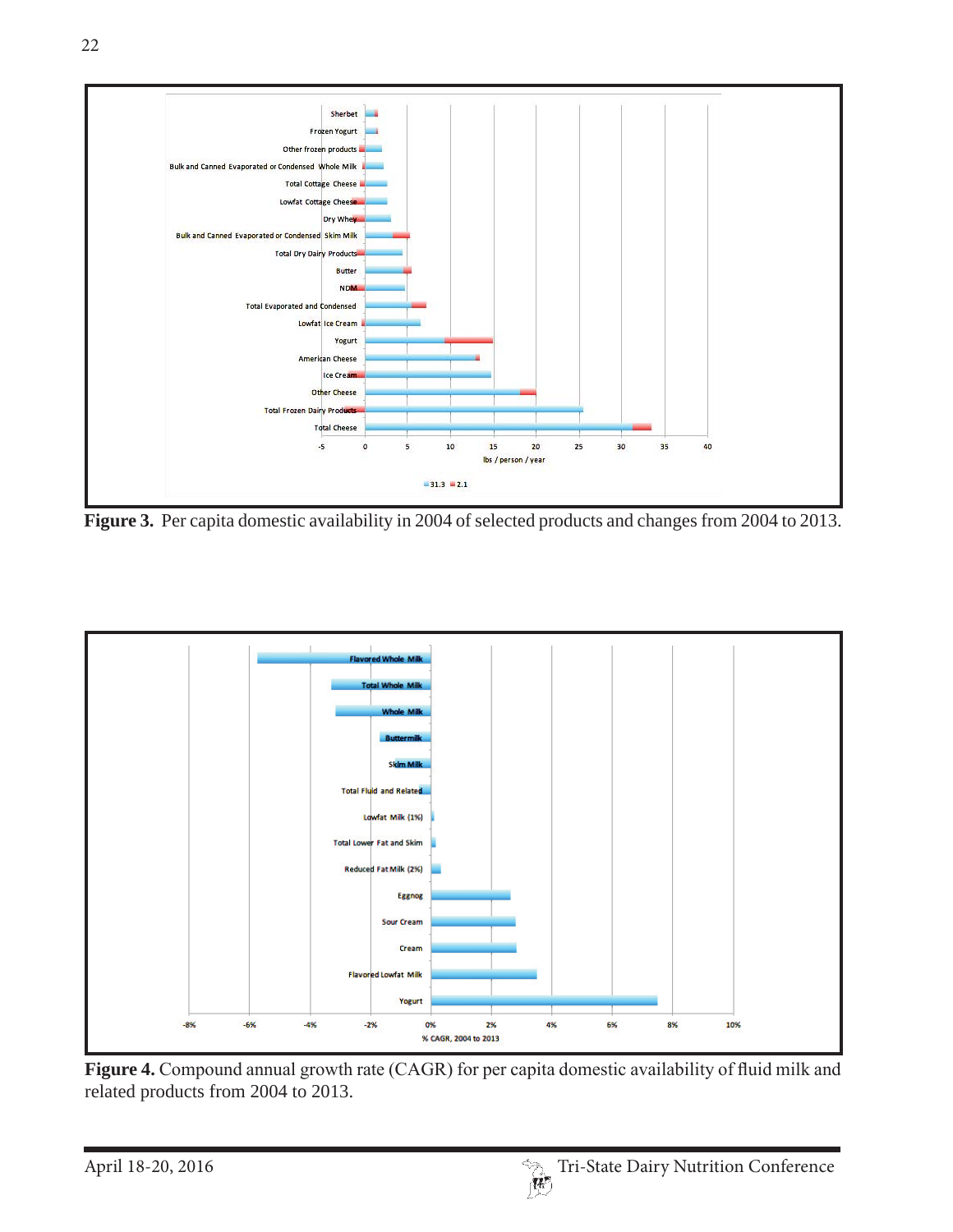**Figure 3.** Per capita domestic availability in 2004 of selected products and changes from 2004 to 2013.

**Figure 4.** Compound annual growth rate (CAGR) for per capita domestic availability of fluid milk and related products from 2004 to 2013.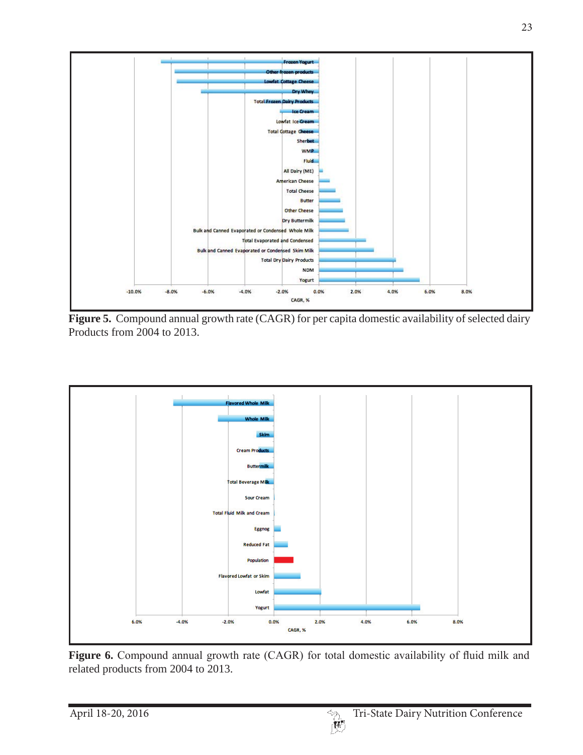Figure 5. Compound annual growth rate (CAGR) for per capita domestic availability of selected dairy Products from 2004 to 2013.

Figure 6. Compound annual growth rate (CAGR) for total domestic availability of fluid milk and related products from 2004 to 2013.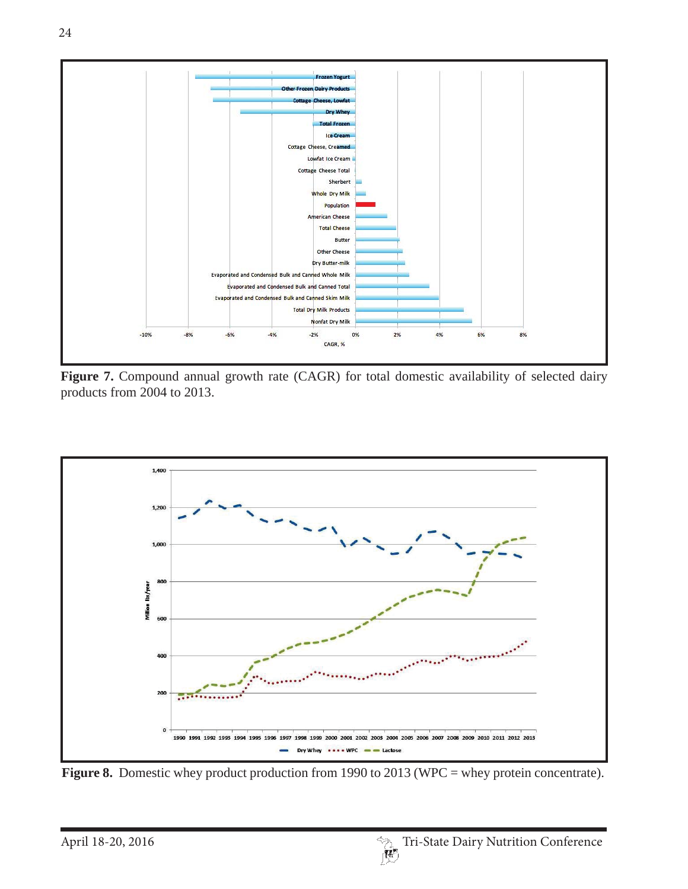**Figure 7.** Compound annual growth rate (CAGR) for total domestic availability of selected dairy products from 2004 to 2013.

**Figure 8.** Domestic whey product production from 1990 to 2013 (WPC = whey protein concentrate).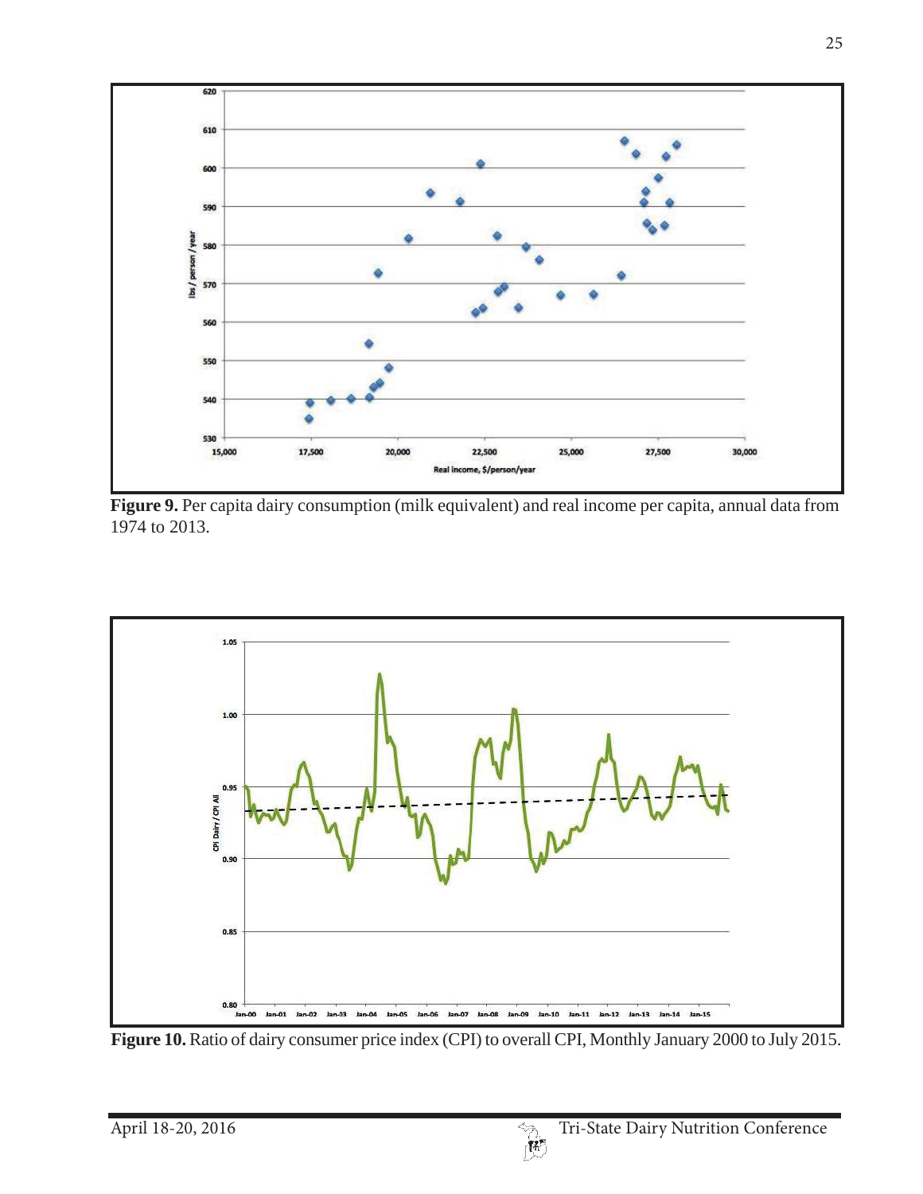**Figure 9.** Per capita dairy consumption (milk equivalent) and real income per capita, annual data from 1974 to 2013.

**Figure 10.** Ratio of dairy consumer price index (CPI) to overall CPI, Monthly January 2000 to July 2015.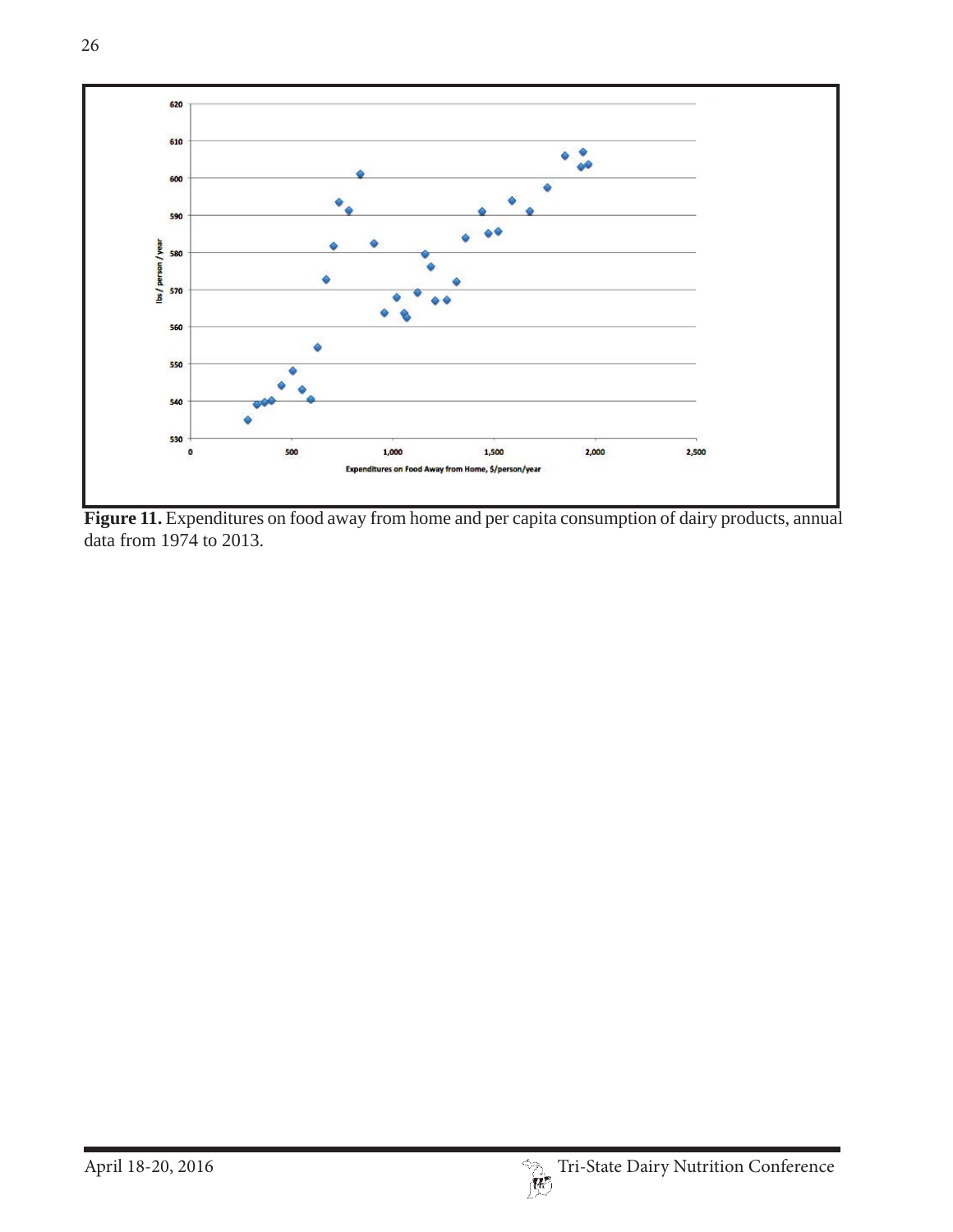620
610
600
590
580
570
560
550
540
530

lbs / person / year

0
500
1,000
1,500
2,000
2,500

Expenditures on Food Away from Home, $/person/year

**Figure 11.** Expenditures on food away from home and per capita consumption of dairy products, annual data from 1974 to 2013.